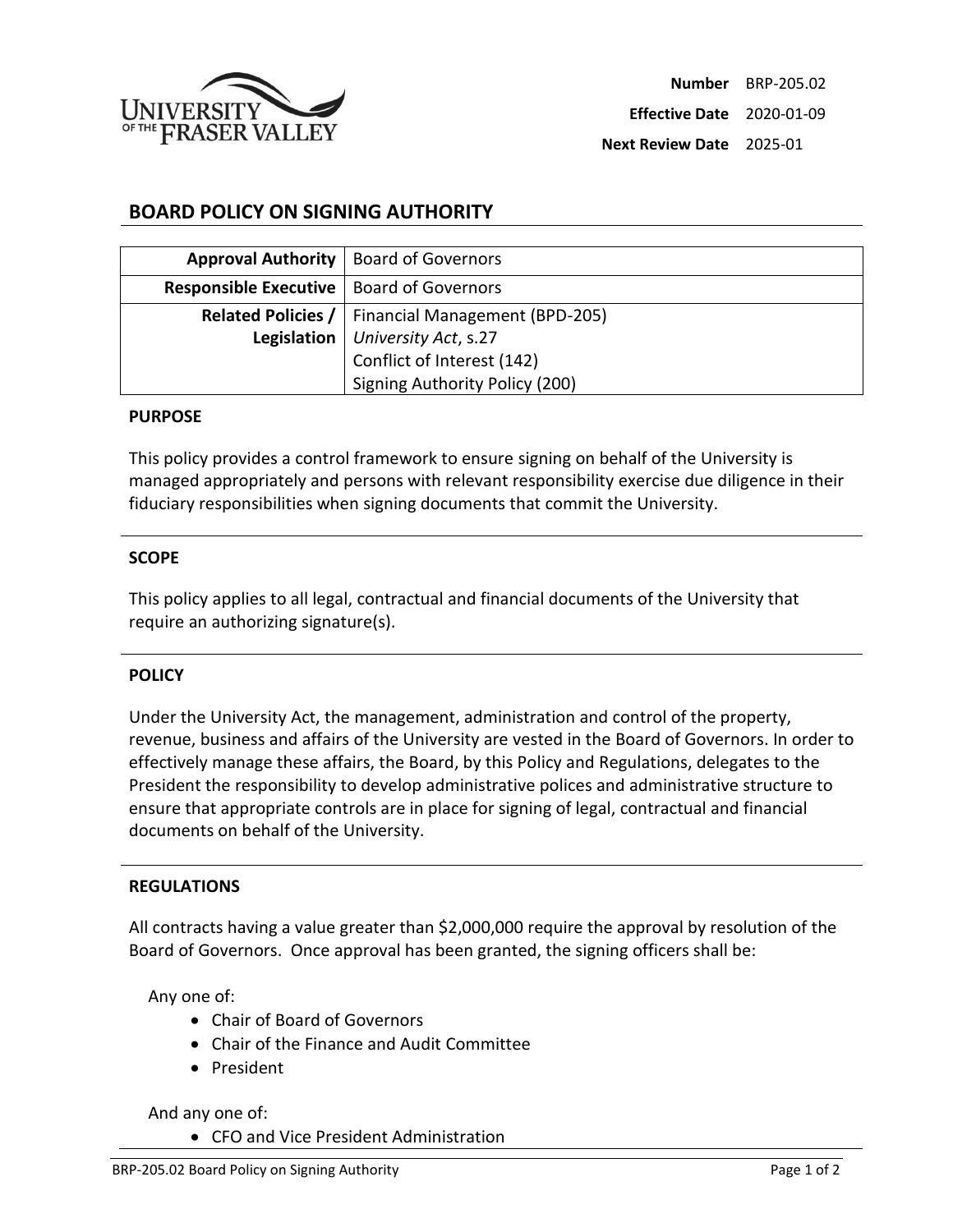| | |
|---|---|
| **Number** | BRP-205.02 |
| **Effective Date** | 2020-01-09 |
| **Next Review Date** | 2025-01 |

# BOARD POLICY ON SIGNING AUTHORITY

| | |
|---|---|
| **Approval Authority** | Board of Governors |
| **Responsible Executive** | Board of Governors |
| **Related Policies / Legislation** | Financial Management (BPD-205)<br>*University Act*, s.27<br>Conflict of Interest (142)<br>Signing Authority Policy (200) |

## PURPOSE

This policy provides a control framework to ensure signing on behalf of the University is managed appropriately and persons with relevant responsibility exercise due diligence in their fiduciary responsibilities when signing documents that commit the University.

## SCOPE

This policy applies to all legal, contractual and financial documents of the University that require an authorizing signature(s).

## POLICY

Under the University Act, the management, administration and control of the property, revenue, business and affairs of the University are vested in the Board of Governors. In order to effectively manage these affairs, the Board, by this Policy and Regulations, delegates to the President the responsibility to develop administrative polices and administrative structure to ensure that appropriate controls are in place for signing of legal, contractual and financial documents on behalf of the University.

## REGULATIONS

All contracts having a value greater than $2,000,000 require the approval by resolution of the Board of Governors. Once approval has been granted, the signing officers shall be:

Any one of:

- Chair of Board of Governors
- Chair of the Finance and Audit Committee
- President

And any one of:

- CFO and Vice President Administration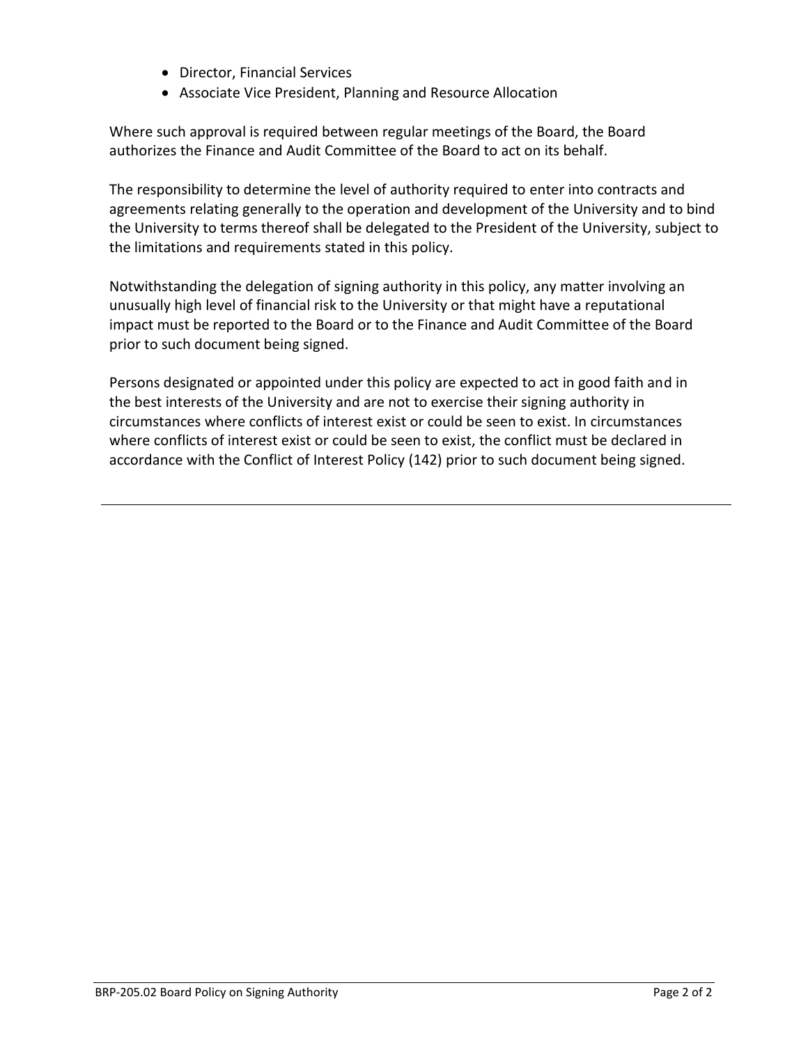- Director, Financial Services
- Associate Vice President, Planning and Resource Allocation

Where such approval is required between regular meetings of the Board, the Board authorizes the Finance and Audit Committee of the Board to act on its behalf.

The responsibility to determine the level of authority required to enter into contracts and agreements relating generally to the operation and development of the University and to bind the University to terms thereof shall be delegated to the President of the University, subject to the limitations and requirements stated in this policy.

Notwithstanding the delegation of signing authority in this policy, any matter involving an unusually high level of financial risk to the University or that might have a reputational impact must be reported to the Board or to the Finance and Audit Committee of the Board prior to such document being signed.

Persons designated or appointed under this policy are expected to act in good faith and in the best interests of the University and are not to exercise their signing authority in circumstances where conflicts of interest exist or could be seen to exist. In circumstances where conflicts of interest exist or could be seen to exist, the conflict must be declared in accordance with the Conflict of Interest Policy (142) prior to such document being signed.

---